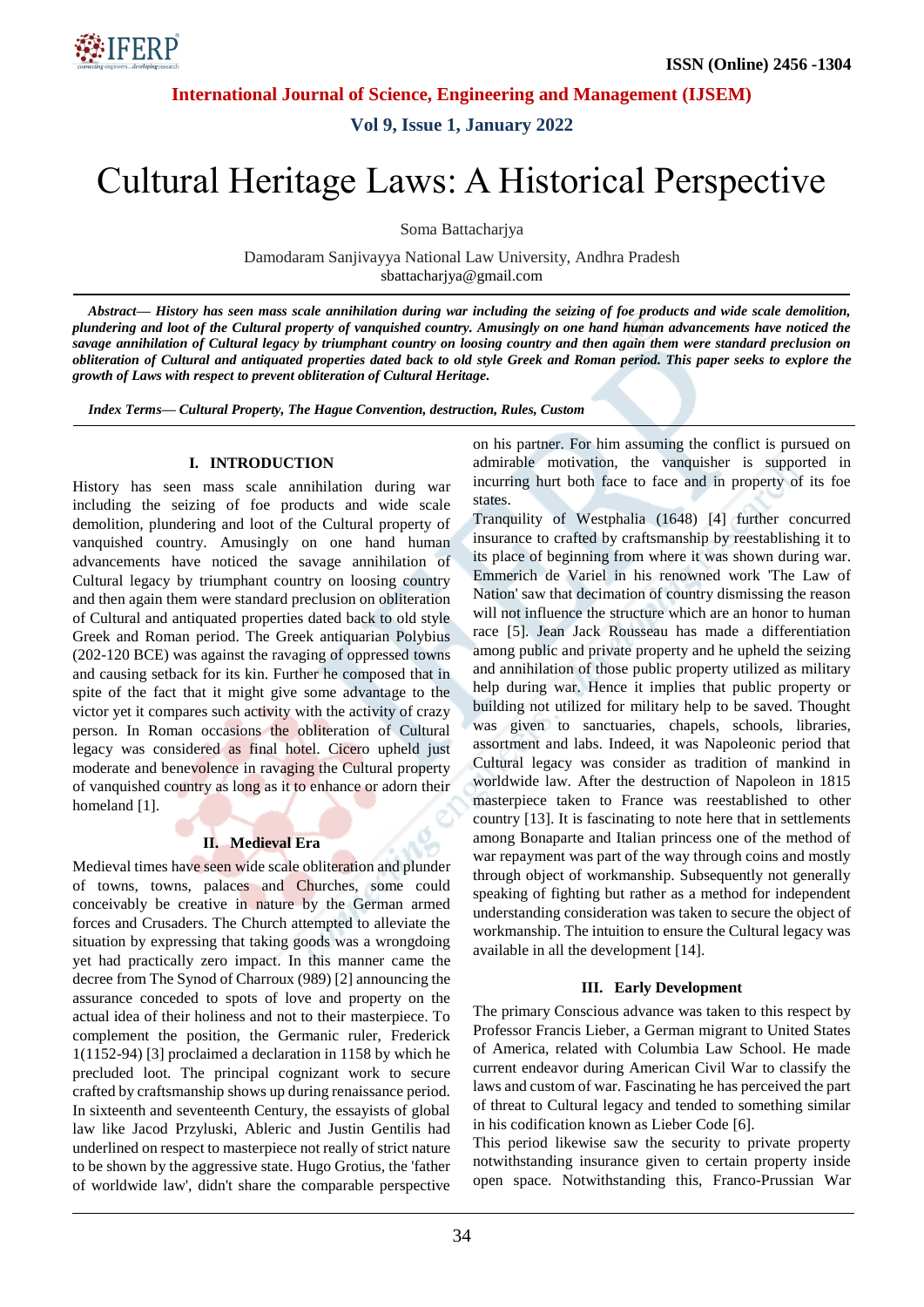# Cultural Heritage Laws: A Historical Perspective

Soma Battacharjya

Damodaram Sanjivayya National Law University, Andhra Pradesh
sbattacharjya@gmail.com

***Abstract***— ***History has seen mass scale annihilation during war including the seizing of foe products and wide scale demolition, plundering and loot of the Cultural property of vanquished country. Amusingly on one hand human advancements have noticed the savage annihilation of Cultural legacy by triumphant country on loosing country and then again them were standard preclusion on obliteration of Cultural and antiquated properties dated back to old style Greek and Roman period. This paper seeks to explore the growth of Laws with respect to prevent obliteration of Cultural Heritage.***

***Index Terms***— ***Cultural Property, The Hague Convention, destruction, Rules, Custom***

## I. INTRODUCTION

History has seen mass scale annihilation during war including the seizing of foe products and wide scale demolition, plundering and loot of the Cultural property of vanquished country. Amusingly on one hand human advancements have noticed the savage annihilation of Cultural legacy by triumphant country on loosing country and then again them were standard preclusion on obliteration of Cultural and antiquated properties dated back to old style Greek and Roman period. The Greek antiquarian Polybius (202-120 BCE) was against the ravaging of oppressed towns and causing setback for its kin. Further he composed that in spite of the fact that it might give some advantage to the victor yet it compares such activity with the activity of crazy person. In Roman occasions the obliteration of Cultural legacy was considered as final hotel. Cicero upheld just moderate and benevolence in ravaging the Cultural property of vanquished country as long as it to enhance or adorn their homeland [1].

## II. Medieval Era

Medieval times have seen wide scale obliteration and plunder of towns, towns, palaces and Churches, some could conceivably be creative in nature by the German armed forces and Crusaders. The Church attempted to alleviate the situation by expressing that taking goods was a wrongdoing yet had practically zero impact. In this manner came the decree from The Synod of Charroux (989) [2] announcing the assurance conceded to spots of love and property on the actual idea of their holiness and not to their masterpiece. To complement the position, the Germanic ruler, Frederick 1(1152-94) [3] proclaimed a declaration in 1158 by which he precluded loot. The principal cognizant work to secure crafted by craftsmanship shows up during renaissance period. In sixteenth and seventeenth Century, the essayists of global law like Jacod Przyluski, Ableric and Justin Gentilis had underlined on respect to masterpiece not really of strict nature to be shown by the aggressive state. Hugo Grotius, the 'father of worldwide law', didn't share the comparable perspective on his partner. For him assuming the conflict is pursued on admirable motivation, the vanquisher is supported in incurring hurt both face to face and in property of its foe states.

Tranquility of Westphalia (1648) [4] further concurred insurance to crafted by craftsmanship by reestablishing it to its place of beginning from where it was shown during war. Emmerich de Variel in his renowned work 'The Law of Nation' saw that decimation of country dismissing the reason will not influence the structure which are an honor to human race [5]. Jean Jack Rousseau has made a differentiation among public and private property and he upheld the seizing and annihilation of those public property utilized as military help during war. Hence it implies that public property or building not utilized for military help to be saved. Thought was given to sanctuaries, chapels, schools, libraries, assortment and labs. Indeed, it was Napoleonic period that Cultural legacy was consider as tradition of mankind in worldwide law. After the destruction of Napoleon in 1815 masterpiece taken to France was reestablished to other country [13]. It is fascinating to note here that in settlements among Bonaparte and Italian princess one of the method of war repayment was part of the way through coins and mostly through object of workmanship. Subsequently not generally speaking of fighting but rather as a method for independent understanding consideration was taken to secure the object of workmanship. The intuition to ensure the Cultural legacy was available in all the development [14].

## III. Early Development

The primary Conscious advance was taken to this respect by Professor Francis Lieber, a German migrant to United States of America, related with Columbia Law School. He made current endeavor during American Civil War to classify the laws and custom of war. Fascinating he has perceived the part of threat to Cultural legacy and tended to something similar in his codification known as Lieber Code [6].

This period likewise saw the security to private property notwithstanding insurance given to certain property inside open space. Notwithstanding this, Franco-Prussian War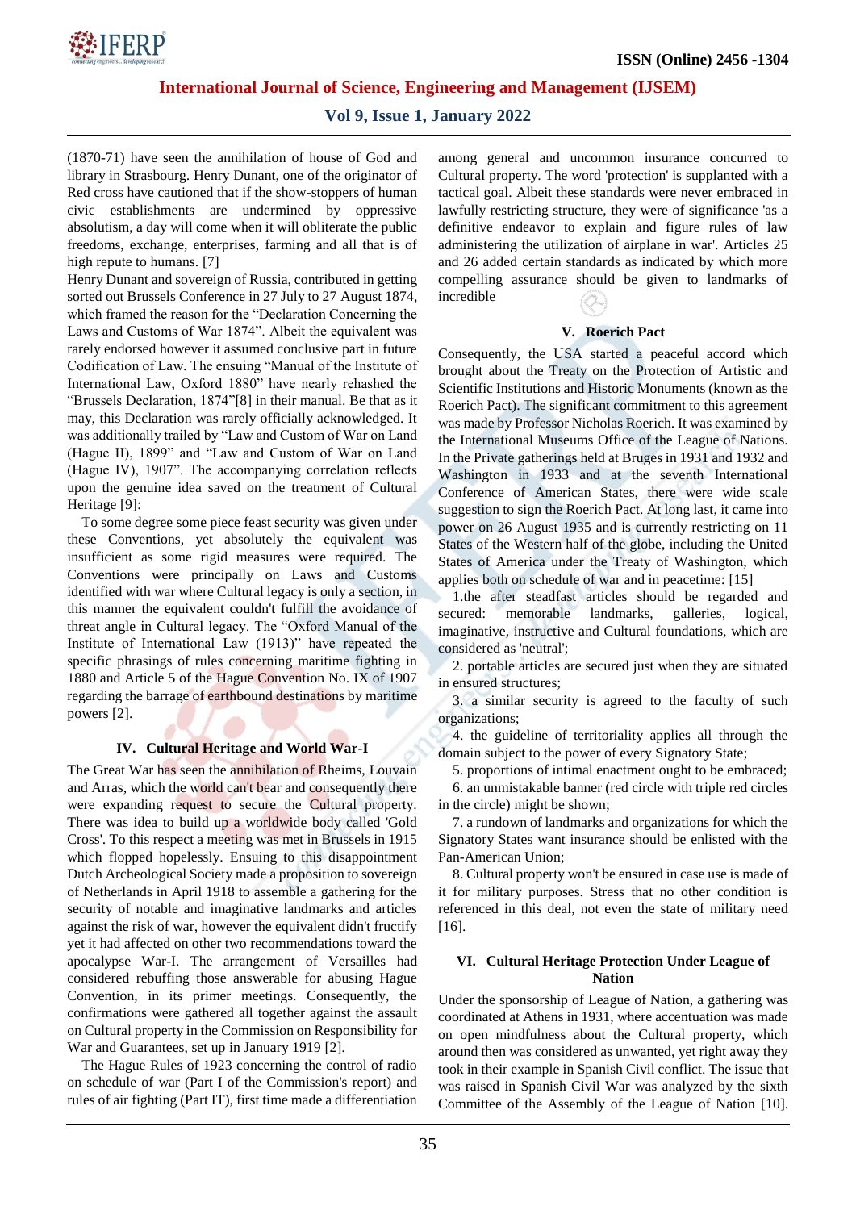(1870-71) have seen the annihilation of house of God and library in Strasbourg. Henry Dunant, one of the originator of Red cross have cautioned that if the show-stoppers of human civic establishments are undermined by oppressive absolutism, a day will come when it will obliterate the public freedoms, exchange, enterprises, farming and all that is of high repute to humans. [7]

Henry Dunant and sovereign of Russia, contributed in getting sorted out Brussels Conference in 27 July to 27 August 1874, which framed the reason for the "Declaration Concerning the Laws and Customs of War 1874". Albeit the equivalent was rarely endorsed however it assumed conclusive part in future Codification of Law. The ensuing "Manual of the Institute of International Law, Oxford 1880" have nearly rehashed the "Brussels Declaration, 1874"[8] in their manual. Be that as it may, this Declaration was rarely officially acknowledged. It was additionally trailed by "Law and Custom of War on Land (Hague II), 1899" and "Law and Custom of War on Land (Hague IV), 1907". The accompanying correlation reflects upon the genuine idea saved on the treatment of Cultural Heritage [9]:

To some degree some piece feast security was given under these Conventions, yet absolutely the equivalent was insufficient as some rigid measures were required. The Conventions were principally on Laws and Customs identified with war where Cultural legacy is only a section, in this manner the equivalent couldn't fulfill the avoidance of threat angle in Cultural legacy. The "Oxford Manual of the Institute of International Law (1913)" have repeated the specific phrasings of rules concerning maritime fighting in 1880 and Article 5 of the Hague Convention No. IX of 1907 regarding the barrage of earthbound destinations by maritime powers [2].

## IV. Cultural Heritage and World War-I

The Great War has seen the annihilation of Rheims, Louvain and Arras, which the world can't bear and consequently there were expanding request to secure the Cultural property. There was idea to build up a worldwide body called 'Gold Cross'. To this respect a meeting was met in Brussels in 1915 which flopped hopelessly. Ensuing to this disappointment Dutch Archeological Society made a proposition to sovereign of Netherlands in April 1918 to assemble a gathering for the security of notable and imaginative landmarks and articles against the risk of war, however the equivalent didn't fructify yet it had affected on other two recommendations toward the apocalypse War-I. The arrangement of Versailles had considered rebuffing those answerable for abusing Hague Convention, in its primer meetings. Consequently, the confirmations were gathered all together against the assault on Cultural property in the Commission on Responsibility for War and Guarantees, set up in January 1919 [2].

The Hague Rules of 1923 concerning the control of radio on schedule of war (Part I of the Commission's report) and rules of air fighting (Part IT), first time made a differentiation among general and uncommon insurance concurred to Cultural property. The word 'protection' is supplanted with a tactical goal. Albeit these standards were never embraced in lawfully restricting structure, they were of significance 'as a definitive endeavor to explain and figure rules of law administering the utilization of airplane in war'. Articles 25 and 26 added certain standards as indicated by which more compelling assurance should be given to landmarks of incredible

## V. Roerich Pact

Consequently, the USA started a peaceful accord which brought about the Treaty on the Protection of Artistic and Scientific Institutions and Historic Monuments (known as the Roerich Pact). The significant commitment to this agreement was made by Professor Nicholas Roerich. It was examined by the International Museums Office of the League of Nations. In the Private gatherings held at Bruges in 1931 and 1932 and Washington in 1933 and at the seventh International Conference of American States, there were wide scale suggestion to sign the Roerich Pact. At long last, it came into power on 26 August 1935 and is currently restricting on 11 States of the Western half of the globe, including the United States of America under the Treaty of Washington, which applies both on schedule of war and in peacetime: [15]

1.the after steadfast articles should be regarded and secured: memorable landmarks, galleries, logical, imaginative, instructive and Cultural foundations, which are considered as 'neutral';

2. portable articles are secured just when they are situated in ensured structures;

3. a similar security is agreed to the faculty of such organizations;

4. the guideline of territoriality applies all through the domain subject to the power of every Signatory State;

5. proportions of intimal enactment ought to be embraced;

6. an unmistakable banner (red circle with triple red circles in the circle) might be shown;

7. a rundown of landmarks and organizations for which the Signatory States want insurance should be enlisted with the Pan-American Union;

8. Cultural property won't be ensured in case use is made of it for military purposes. Stress that no other condition is referenced in this deal, not even the state of military need [16].

## VI. Cultural Heritage Protection Under League of Nation

Under the sponsorship of League of Nation, a gathering was coordinated at Athens in 1931, where accentuation was made on open mindfulness about the Cultural property, which around then was considered as unwanted, yet right away they took in their example in Spanish Civil conflict. The issue that was raised in Spanish Civil War was analyzed by the sixth Committee of the Assembly of the League of Nation [10].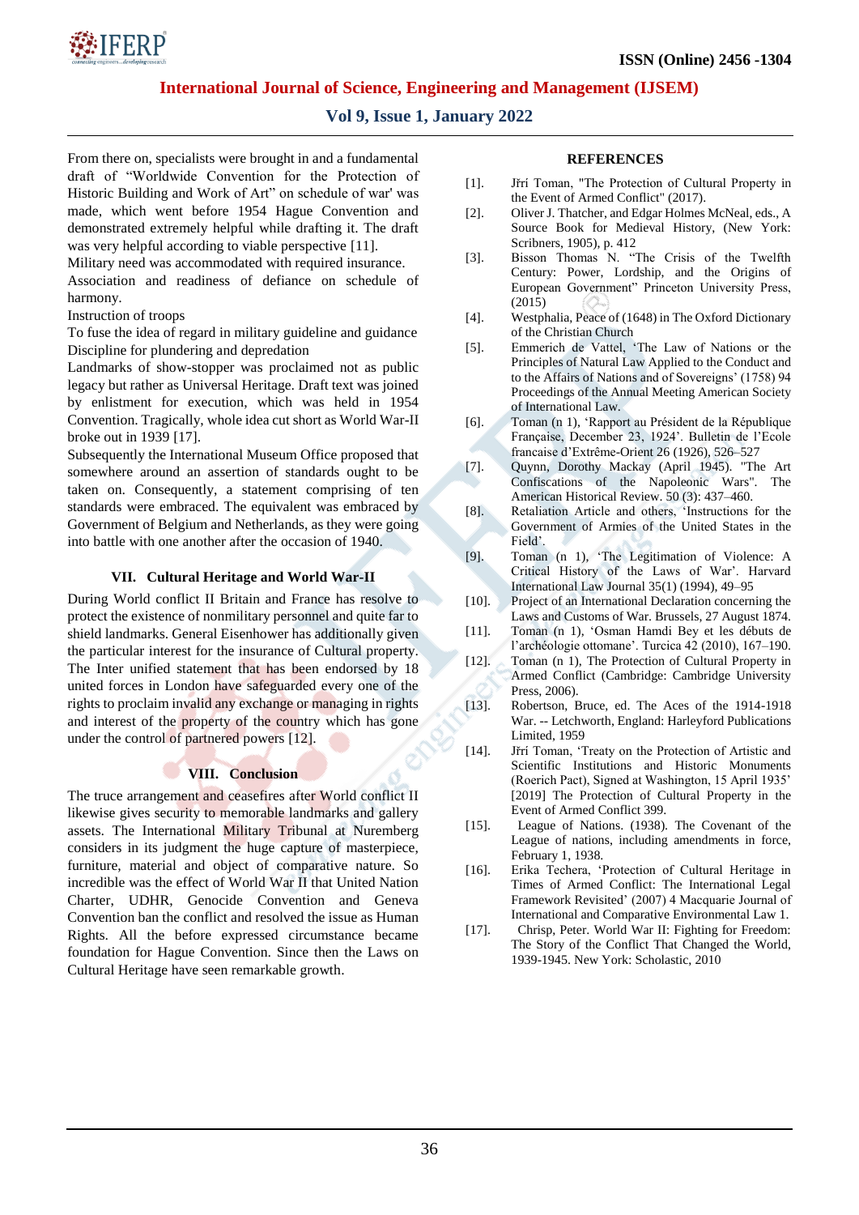From there on, specialists were brought in and a fundamental draft of "Worldwide Convention for the Protection of Historic Building and Work of Art" on schedule of war' was made, which went before 1954 Hague Convention and demonstrated extremely helpful while drafting it. The draft was very helpful according to viable perspective [11].

Military need was accommodated with required insurance.

Association and readiness of defiance on schedule of harmony.

Instruction of troops

To fuse the idea of regard in military guideline and guidance

Discipline for plundering and depredation

Landmarks of show-stopper was proclaimed not as public legacy but rather as Universal Heritage. Draft text was joined by enlistment for execution, which was held in 1954 Convention. Tragically, whole idea cut short as World War-II broke out in 1939 [17].

Subsequently the International Museum Office proposed that somewhere around an assertion of standards ought to be taken on. Consequently, a statement comprising of ten standards were embraced. The equivalent was embraced by Government of Belgium and Netherlands, as they were going into battle with one another after the occasion of 1940.

## VII. Cultural Heritage and World War-II

During World conflict II Britain and France has resolve to protect the existence of nonmilitary personnel and quite far to shield landmarks. General Eisenhower has additionally given the particular interest for the insurance of Cultural property. The Inter unified statement that has been endorsed by 18 united forces in London have safeguarded every one of the rights to proclaim invalid any exchange or managing in rights and interest of the property of the country which has gone under the control of partnered powers [12].

## VIII. Conclusion

The truce arrangement and ceasefires after World conflict II likewise gives security to memorable landmarks and gallery assets. The International Military Tribunal at Nuremberg considers in its judgment the huge capture of masterpiece, furniture, material and object of comparative nature. So incredible was the effect of World War II that United Nation Charter, UDHR, Genocide Convention and Geneva Convention ban the conflict and resolved the issue as Human Rights. All the before expressed circumstance became foundation for Hague Convention. Since then the Laws on Cultural Heritage have seen remarkable growth.

## REFERENCES

[1]. Jǐrí Toman, "The Protection of Cultural Property in the Event of Armed Conflict" (2017).

[2]. Oliver J. Thatcher, and Edgar Holmes McNeal, eds., A Source Book for Medieval History, (New York: Scribners, 1905), p. 412

[3]. Bisson Thomas N. "The Crisis of the Twelfth Century: Power, Lordship, and the Origins of European Government" Princeton University Press, (2015)

[4]. Westphalia, Peace of (1648) in The Oxford Dictionary of the Christian Church

[5]. Emmerich de Vattel, 'The Law of Nations or the Principles of Natural Law Applied to the Conduct and to the Affairs of Nations and of Sovereigns' (1758) 94 Proceedings of the Annual Meeting American Society of International Law.

[6]. Toman (n 1), 'Rapport au Président de la République Française, December 23, 1924'. Bulletin de l'Ecole francaise d'Extrême-Orient 26 (1926), 526–527

[7]. Quynn, Dorothy Mackay (April 1945). "The Art Confiscations of the Napoleonic Wars". The American Historical Review. 50 (3): 437–460.

[8]. Retaliation Article and others, 'Instructions for the Government of Armies of the United States in the Field'.

[9]. Toman (n 1), 'The Legitimation of Violence: A Critical History of the Laws of War'. Harvard International Law Journal 35(1) (1994), 49–95

[10]. Project of an International Declaration concerning the Laws and Customs of War. Brussels, 27 August 1874.

[11]. Toman (n 1), 'Osman Hamdi Bey et les débuts de l'archéologie ottomane'. Turcica 42 (2010), 167–190.

[12]. Toman (n 1), The Protection of Cultural Property in Armed Conflict (Cambridge: Cambridge University Press, 2006).

[13]. Robertson, Bruce, ed. The Aces of the 1914-1918 War. -- Letchworth, England: Harleyford Publications Limited, 1959

[14]. Jǐrí Toman, 'Treaty on the Protection of Artistic and Scientific Institutions and Historic Monuments (Roerich Pact), Signed at Washington, 15 April 1935' [2019] The Protection of Cultural Property in the Event of Armed Conflict 399.

[15]. League of Nations. (1938). The Covenant of the League of nations, including amendments in force, February 1, 1938.

[16]. Erika Techera, 'Protection of Cultural Heritage in Times of Armed Conflict: The International Legal Framework Revisited' (2007) 4 Macquarie Journal of International and Comparative Environmental Law 1.

[17]. Chrisp, Peter. World War II: Fighting for Freedom: The Story of the Conflict That Changed the World, 1939-1945. New York: Scholastic, 2010